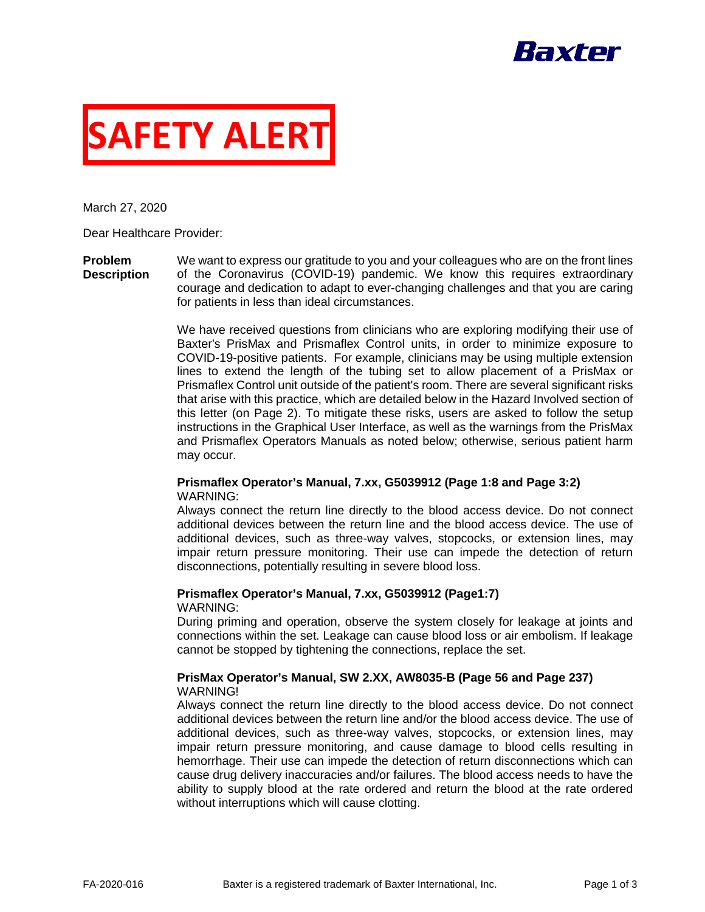Baxter

# SAFETY ALERT

March 27, 2020

Dear Healthcare Provider:

**Problem Description**

We want to express our gratitude to you and your colleagues who are on the front lines of the Coronavirus (COVID-19) pandemic. We know this requires extraordinary courage and dedication to adapt to ever-changing challenges and that you are caring for patients in less than ideal circumstances.

We have received questions from clinicians who are exploring modifying their use of Baxter's PrisMax and Prismaflex Control units, in order to minimize exposure to COVID-19-positive patients. For example, clinicians may be using multiple extension lines to extend the length of the tubing set to allow placement of a PrisMax or Prismaflex Control unit outside of the patient's room. There are several significant risks that arise with this practice, which are detailed below in the Hazard Involved section of this letter (on Page 2). To mitigate these risks, users are asked to follow the setup instructions in the Graphical User Interface, as well as the warnings from the PrisMax and Prismaflex Operators Manuals as noted below; otherwise, serious patient harm may occur.

**Prismaflex Operator's Manual, 7.xx, G5039912 (Page 1:8 and Page 3:2)**
WARNING:
Always connect the return line directly to the blood access device. Do not connect additional devices between the return line and the blood access device. The use of additional devices, such as three-way valves, stopcocks, or extension lines, may impair return pressure monitoring. Their use can impede the detection of return disconnections, potentially resulting in severe blood loss.

**Prismaflex Operator's Manual, 7.xx, G5039912 (Page1:7)**
WARNING:
During priming and operation, observe the system closely for leakage at joints and connections within the set. Leakage can cause blood loss or air embolism. If leakage cannot be stopped by tightening the connections, replace the set.

**PrisMax Operator's Manual, SW 2.XX, AW8035-B (Page 56 and Page 237)**
WARNING!
Always connect the return line directly to the blood access device. Do not connect additional devices between the return line and/or the blood access device. The use of additional devices, such as three-way valves, stopcocks, or extension lines, may impair return pressure monitoring, and cause damage to blood cells resulting in hemorrhage. Their use can impede the detection of return disconnections which can cause drug delivery inaccuracies and/or failures. The blood access needs to have the ability to supply blood at the rate ordered and return the blood at the rate ordered without interruptions which will cause clotting.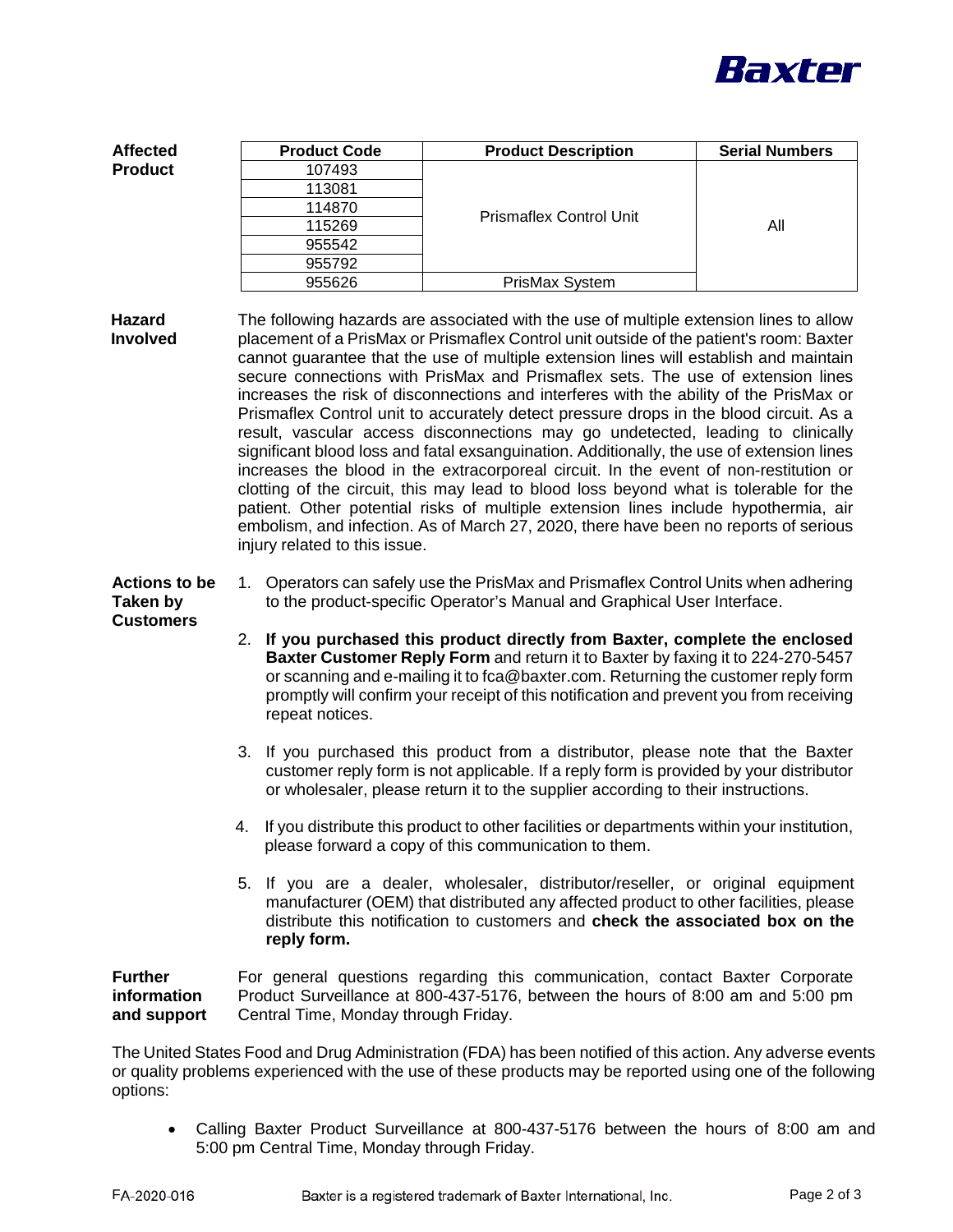**Affected Product**

| Product Code | Product Description | Serial Numbers |
|---|---|---|
| 107493 | Prismaflex Control Unit | All |
| 113081 | | |
| 114870 | | |
| 115269 | | |
| 955542 | | |
| 955792 | | |
| 955626 | PrisMax System | |

**Hazard Involved**

The following hazards are associated with the use of multiple extension lines to allow placement of a PrisMax or Prismaflex Control unit outside of the patient's room: Baxter cannot guarantee that the use of multiple extension lines will establish and maintain secure connections with PrisMax and Prismaflex sets. The use of extension lines increases the risk of disconnections and interferes with the ability of the PrisMax or Prismaflex Control unit to accurately detect pressure drops in the blood circuit. As a result, vascular access disconnections may go undetected, leading to clinically significant blood loss and fatal exsanguination. Additionally, the use of extension lines increases the blood in the extracorporeal circuit. In the event of non-restitution or clotting of the circuit, this may lead to blood loss beyond what is tolerable for the patient. Other potential risks of multiple extension lines include hypothermia, air embolism, and infection. As of March 27, 2020, there have been no reports of serious injury related to this issue.

**Actions to be Taken by Customers**

1. Operators can safely use the PrisMax and Prismaflex Control Units when adhering to the product-specific Operator's Manual and Graphical User Interface.
2. **If you purchased this product directly from Baxter, complete the enclosed Baxter Customer Reply Form** and return it to Baxter by faxing it to 224-270-5457 or scanning and e-mailing it to fca@baxter.com. Returning the customer reply form promptly will confirm your receipt of this notification and prevent you from receiving repeat notices.
3. If you purchased this product from a distributor, please note that the Baxter customer reply form is not applicable. If a reply form is provided by your distributor or wholesaler, please return it to the supplier according to their instructions.
4. If you distribute this product to other facilities or departments within your institution, please forward a copy of this communication to them.
5. If you are a dealer, wholesaler, distributor/reseller, or original equipment manufacturer (OEM) that distributed any affected product to other facilities, please distribute this notification to customers and **check the associated box on the reply form.**

**Further information and support**

For general questions regarding this communication, contact Baxter Corporate Product Surveillance at 800-437-5176, between the hours of 8:00 am and 5:00 pm Central Time, Monday through Friday.

The United States Food and Drug Administration (FDA) has been notified of this action. Any adverse events or quality problems experienced with the use of these products may be reported using one of the following options:

- Calling Baxter Product Surveillance at 800-437-5176 between the hours of 8:00 am and 5:00 pm Central Time, Monday through Friday.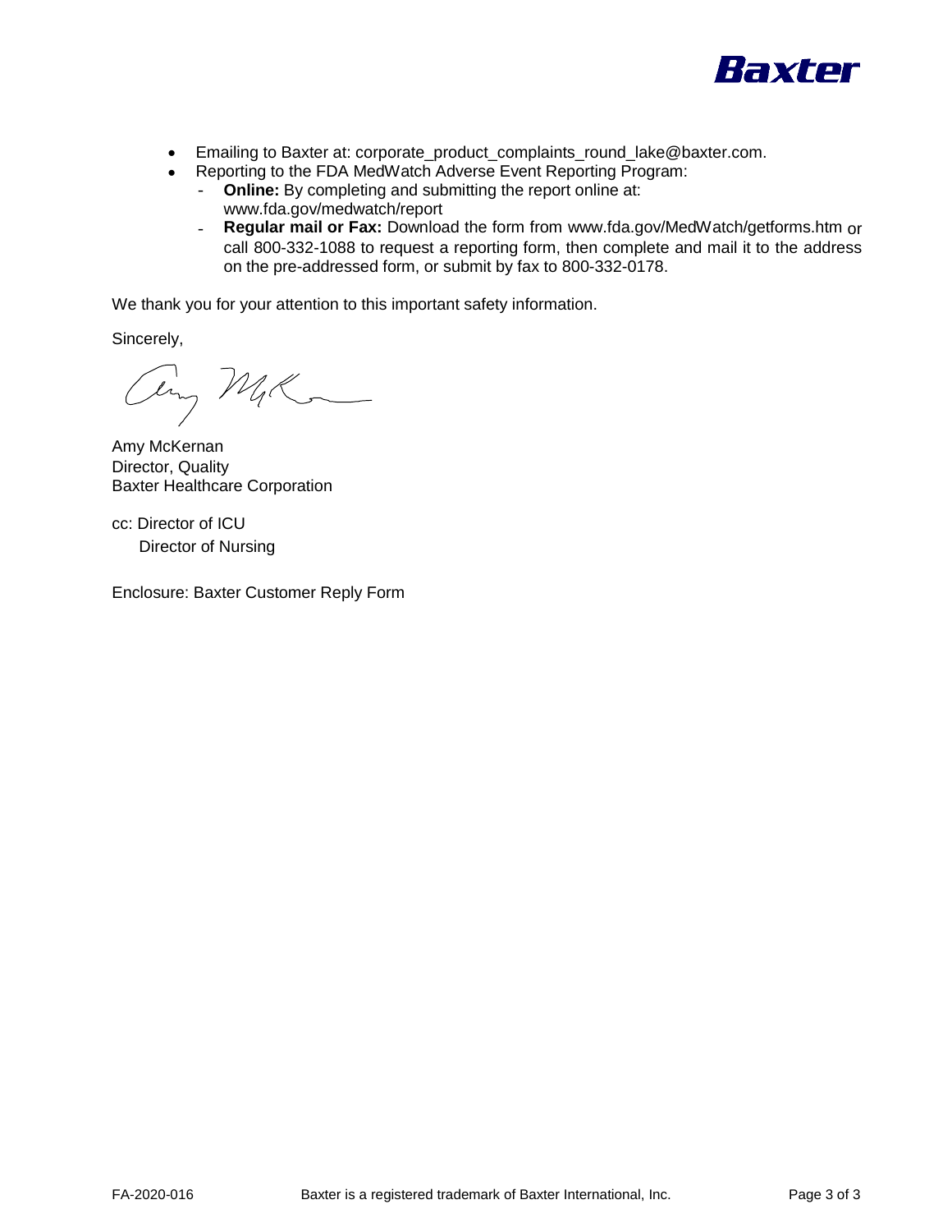- Emailing to Baxter at: corporate_product_complaints_round_lake@baxter.com.
- Reporting to the FDA MedWatch Adverse Event Reporting Program:
  - **Online:** By completing and submitting the report online at: www.fda.gov/medwatch/report
  - **Regular mail or Fax:** Download the form from www.fda.gov/MedWatch/getforms.htm or call 800-332-1088 to request a reporting form, then complete and mail it to the address on the pre-addressed form, or submit by fax to 800-332-0178.

We thank you for your attention to this important safety information.

Sincerely,

Amy McKernan
Director, Quality
Baxter Healthcare Corporation

cc: Director of ICU
Director of Nursing

Enclosure: Baxter Customer Reply Form